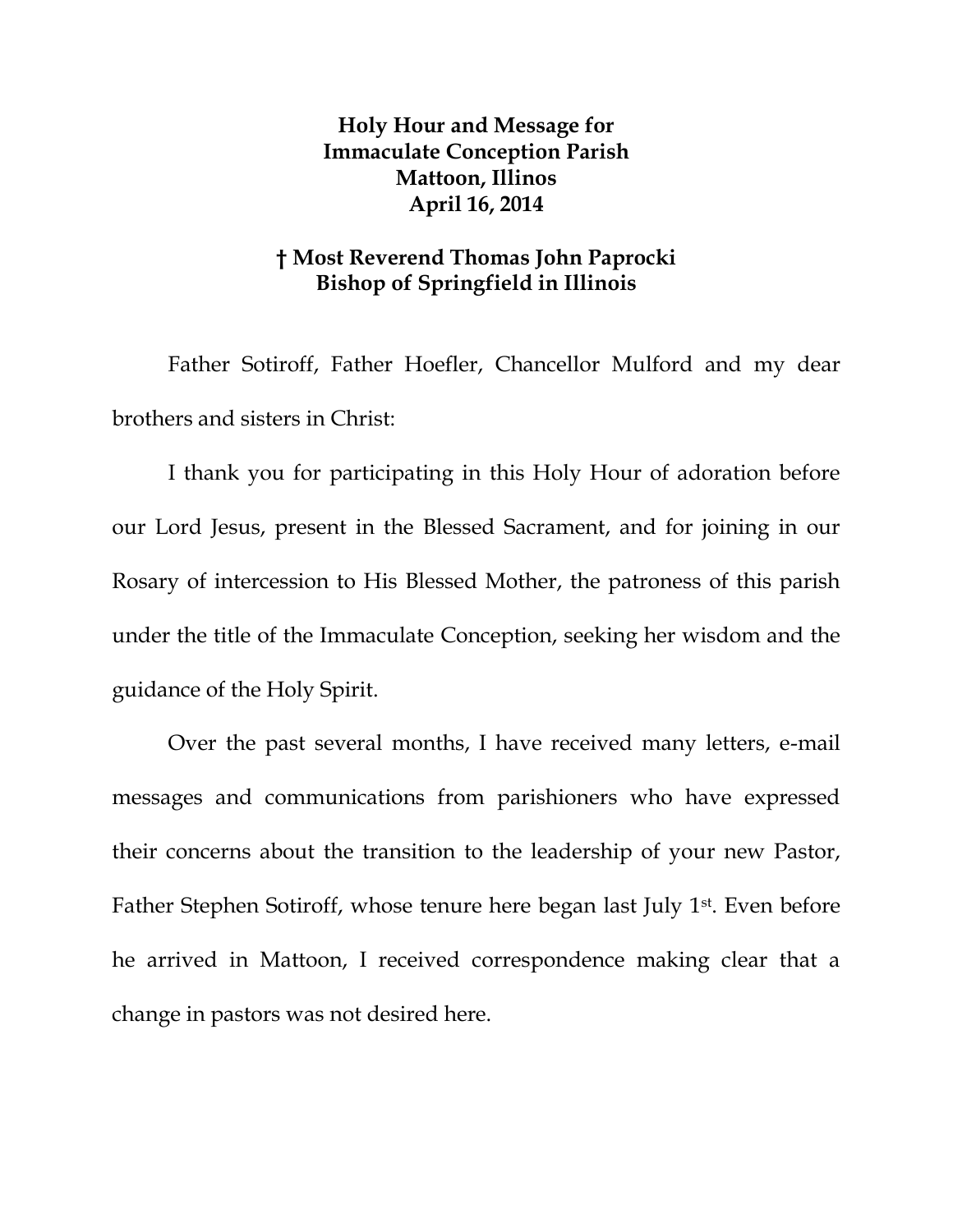**Holy Hour and Message for**
**Immaculate Conception Parish**
**Mattoon, Illinos**
**April 16, 2014**

**† Most Reverend Thomas John Paprocki**
**Bishop of Springfield in Illinois**

Father Sotiroff, Father Hoefler, Chancellor Mulford and my dear brothers and sisters in Christ:

I thank you for participating in this Holy Hour of adoration before our Lord Jesus, present in the Blessed Sacrament, and for joining in our Rosary of intercession to His Blessed Mother, the patroness of this parish under the title of the Immaculate Conception, seeking her wisdom and the guidance of the Holy Spirit.

Over the past several months, I have received many letters, e-mail messages and communications from parishioners who have expressed their concerns about the transition to the leadership of your new Pastor, Father Stephen Sotiroff, whose tenure here began last July 1st. Even before he arrived in Mattoon, I received correspondence making clear that a change in pastors was not desired here.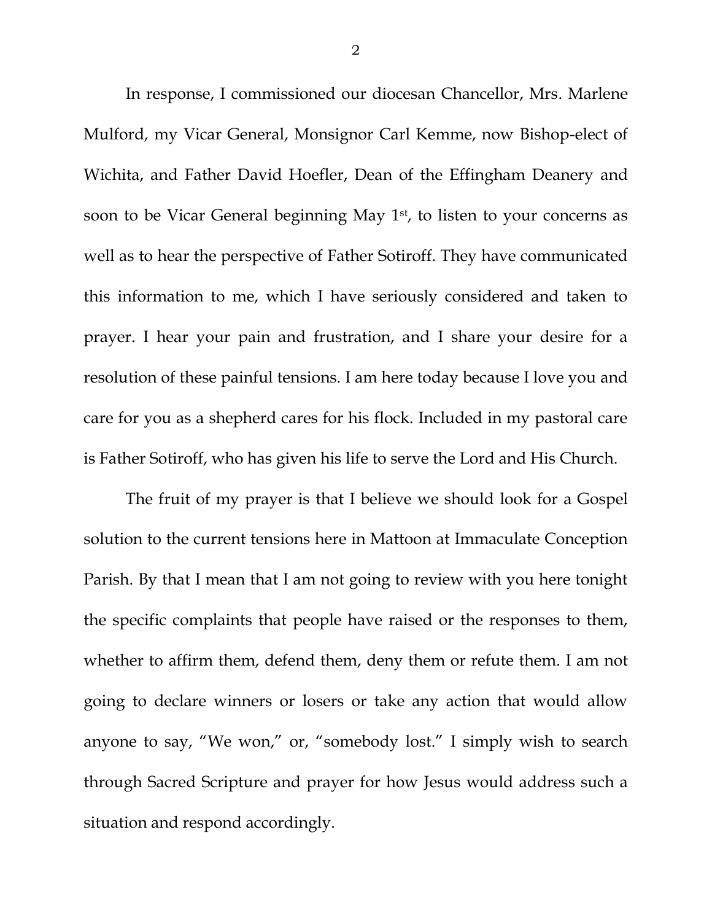In response, I commissioned our diocesan Chancellor, Mrs. Marlene Mulford, my Vicar General, Monsignor Carl Kemme, now Bishop-elect of Wichita, and Father David Hoefler, Dean of the Effingham Deanery and soon to be Vicar General beginning May 1st, to listen to your concerns as well as to hear the perspective of Father Sotiroff. They have communicated this information to me, which I have seriously considered and taken to prayer. I hear your pain and frustration, and I share your desire for a resolution of these painful tensions. I am here today because I love you and care for you as a shepherd cares for his flock. Included in my pastoral care is Father Sotiroff, who has given his life to serve the Lord and His Church.

The fruit of my prayer is that I believe we should look for a Gospel solution to the current tensions here in Mattoon at Immaculate Conception Parish. By that I mean that I am not going to review with you here tonight the specific complaints that people have raised or the responses to them, whether to affirm them, defend them, deny them or refute them. I am not going to declare winners or losers or take any action that would allow anyone to say, "We won," or, "somebody lost." I simply wish to search through Sacred Scripture and prayer for how Jesus would address such a situation and respond accordingly.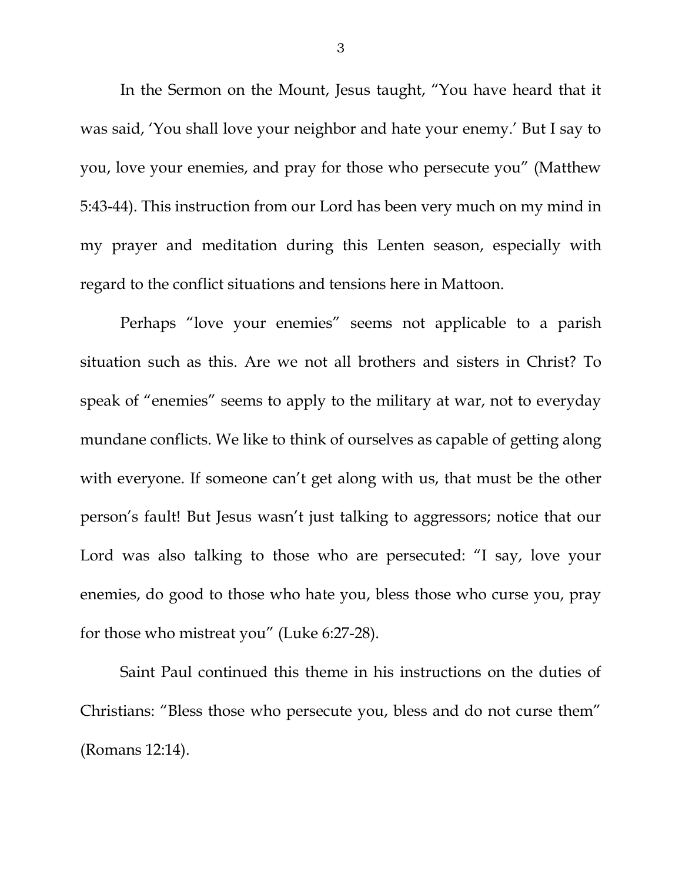In the Sermon on the Mount, Jesus taught, "You have heard that it was said, 'You shall love your neighbor and hate your enemy.' But I say to you, love your enemies, and pray for those who persecute you" (Matthew 5:43-44). This instruction from our Lord has been very much on my mind in my prayer and meditation during this Lenten season, especially with regard to the conflict situations and tensions here in Mattoon.

Perhaps "love your enemies" seems not applicable to a parish situation such as this. Are we not all brothers and sisters in Christ? To speak of "enemies" seems to apply to the military at war, not to everyday mundane conflicts. We like to think of ourselves as capable of getting along with everyone. If someone can't get along with us, that must be the other person's fault! But Jesus wasn't just talking to aggressors; notice that our Lord was also talking to those who are persecuted: "I say, love your enemies, do good to those who hate you, bless those who curse you, pray for those who mistreat you" (Luke 6:27-28).

Saint Paul continued this theme in his instructions on the duties of Christians: "Bless those who persecute you, bless and do not curse them" (Romans 12:14).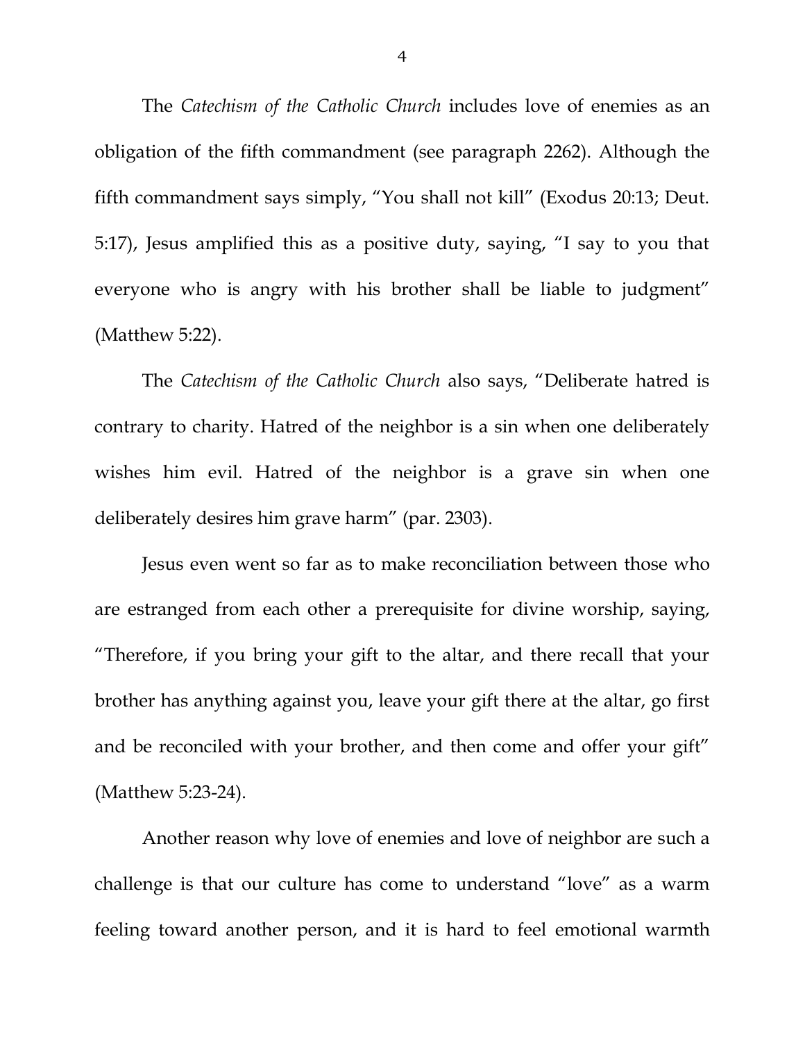The *Catechism of the Catholic Church* includes love of enemies as an obligation of the fifth commandment (see paragraph 2262). Although the fifth commandment says simply, "You shall not kill" (Exodus 20:13; Deut. 5:17), Jesus amplified this as a positive duty, saying, "I say to you that everyone who is angry with his brother shall be liable to judgment" (Matthew 5:22).

The *Catechism of the Catholic Church* also says, "Deliberate hatred is contrary to charity. Hatred of the neighbor is a sin when one deliberately wishes him evil. Hatred of the neighbor is a grave sin when one deliberately desires him grave harm" (par. 2303).

Jesus even went so far as to make reconciliation between those who are estranged from each other a prerequisite for divine worship, saying, "Therefore, if you bring your gift to the altar, and there recall that your brother has anything against you, leave your gift there at the altar, go first and be reconciled with your brother, and then come and offer your gift" (Matthew 5:23-24).

Another reason why love of enemies and love of neighbor are such a challenge is that our culture has come to understand "love" as a warm feeling toward another person, and it is hard to feel emotional warmth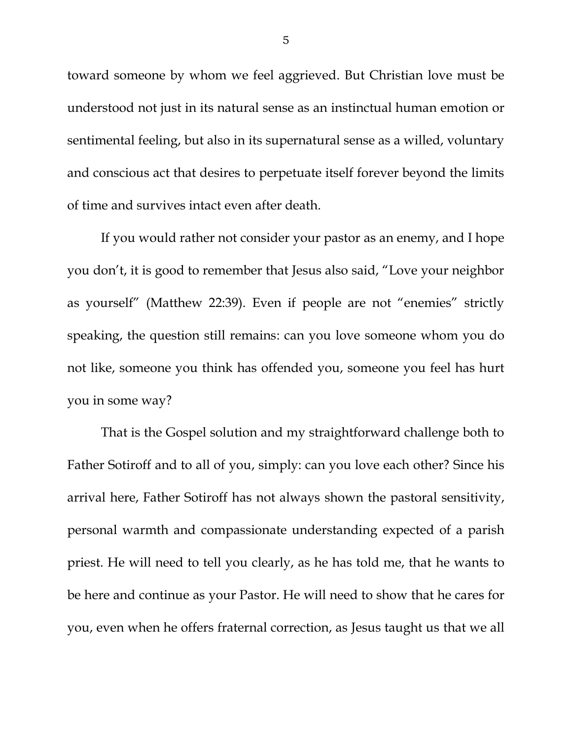toward someone by whom we feel aggrieved. But Christian love must be understood not just in its natural sense as an instinctual human emotion or sentimental feeling, but also in its supernatural sense as a willed, voluntary and conscious act that desires to perpetuate itself forever beyond the limits of time and survives intact even after death.

If you would rather not consider your pastor as an enemy, and I hope you don't, it is good to remember that Jesus also said, "Love your neighbor as yourself" (Matthew 22:39). Even if people are not "enemies" strictly speaking, the question still remains: can you love someone whom you do not like, someone you think has offended you, someone you feel has hurt you in some way?

That is the Gospel solution and my straightforward challenge both to Father Sotiroff and to all of you, simply: can you love each other? Since his arrival here, Father Sotiroff has not always shown the pastoral sensitivity, personal warmth and compassionate understanding expected of a parish priest. He will need to tell you clearly, as he has told me, that he wants to be here and continue as your Pastor. He will need to show that he cares for you, even when he offers fraternal correction, as Jesus taught us that we all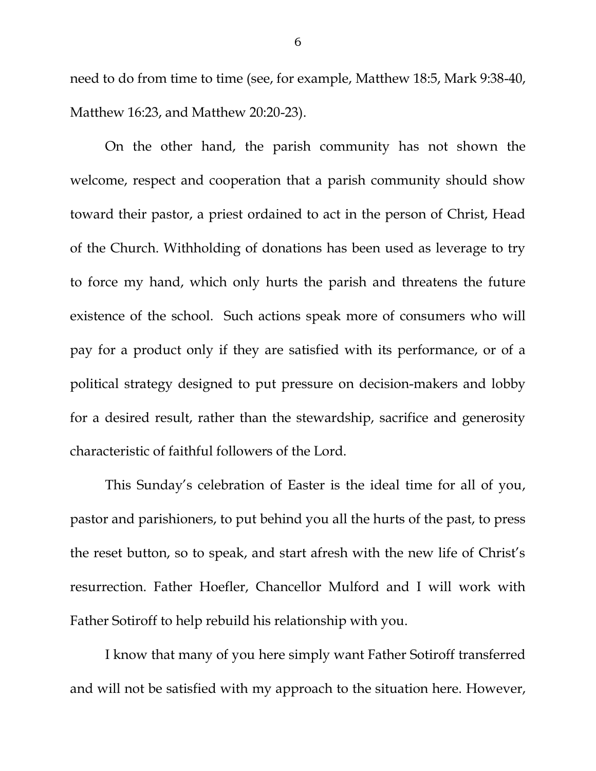need to do from time to time (see, for example, Matthew 18:5, Mark 9:38-40, Matthew 16:23, and Matthew 20:20-23).

On the other hand, the parish community has not shown the welcome, respect and cooperation that a parish community should show toward their pastor, a priest ordained to act in the person of Christ, Head of the Church. Withholding of donations has been used as leverage to try to force my hand, which only hurts the parish and threatens the future existence of the school. Such actions speak more of consumers who will pay for a product only if they are satisfied with its performance, or of a political strategy designed to put pressure on decision-makers and lobby for a desired result, rather than the stewardship, sacrifice and generosity characteristic of faithful followers of the Lord.

This Sunday's celebration of Easter is the ideal time for all of you, pastor and parishioners, to put behind you all the hurts of the past, to press the reset button, so to speak, and start afresh with the new life of Christ's resurrection. Father Hoefler, Chancellor Mulford and I will work with Father Sotiroff to help rebuild his relationship with you.

I know that many of you here simply want Father Sotiroff transferred and will not be satisfied with my approach to the situation here. However,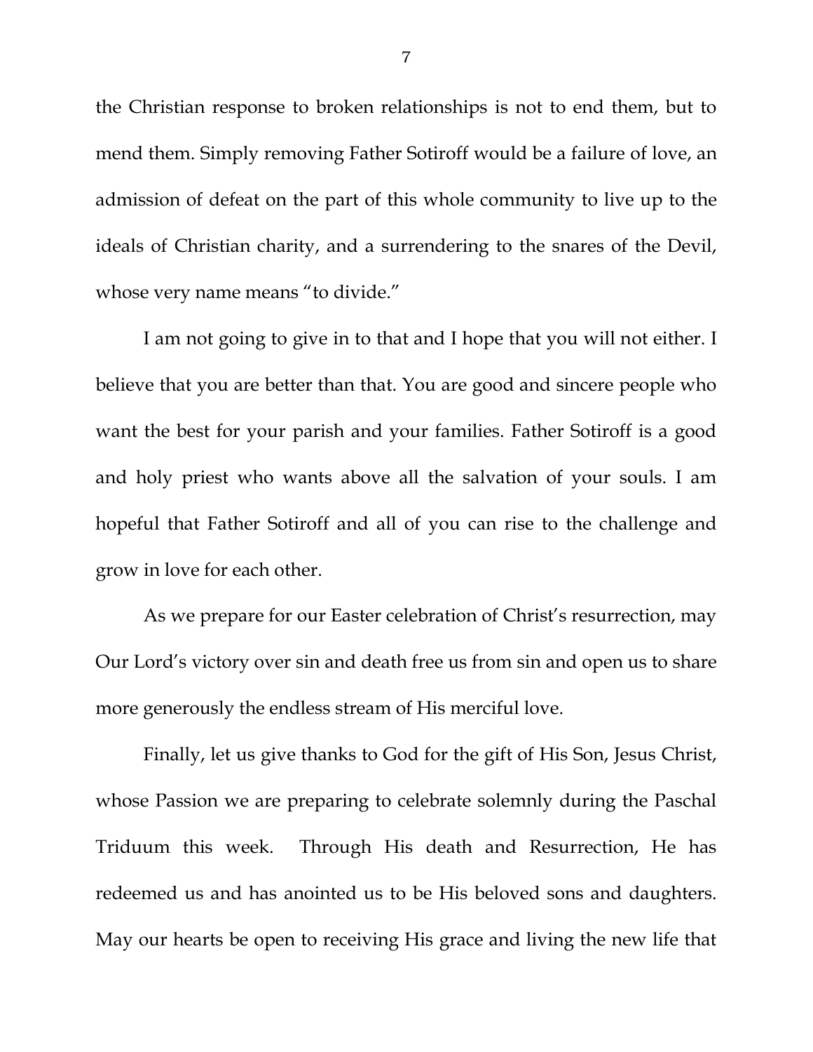the Christian response to broken relationships is not to end them, but to mend them. Simply removing Father Sotiroff would be a failure of love, an admission of defeat on the part of this whole community to live up to the ideals of Christian charity, and a surrendering to the snares of the Devil, whose very name means "to divide."

I am not going to give in to that and I hope that you will not either. I believe that you are better than that. You are good and sincere people who want the best for your parish and your families. Father Sotiroff is a good and holy priest who wants above all the salvation of your souls. I am hopeful that Father Sotiroff and all of you can rise to the challenge and grow in love for each other.

As we prepare for our Easter celebration of Christ's resurrection, may Our Lord's victory over sin and death free us from sin and open us to share more generously the endless stream of His merciful love.

Finally, let us give thanks to God for the gift of His Son, Jesus Christ, whose Passion we are preparing to celebrate solemnly during the Paschal Triduum this week. Through His death and Resurrection, He has redeemed us and has anointed us to be His beloved sons and daughters. May our hearts be open to receiving His grace and living the new life that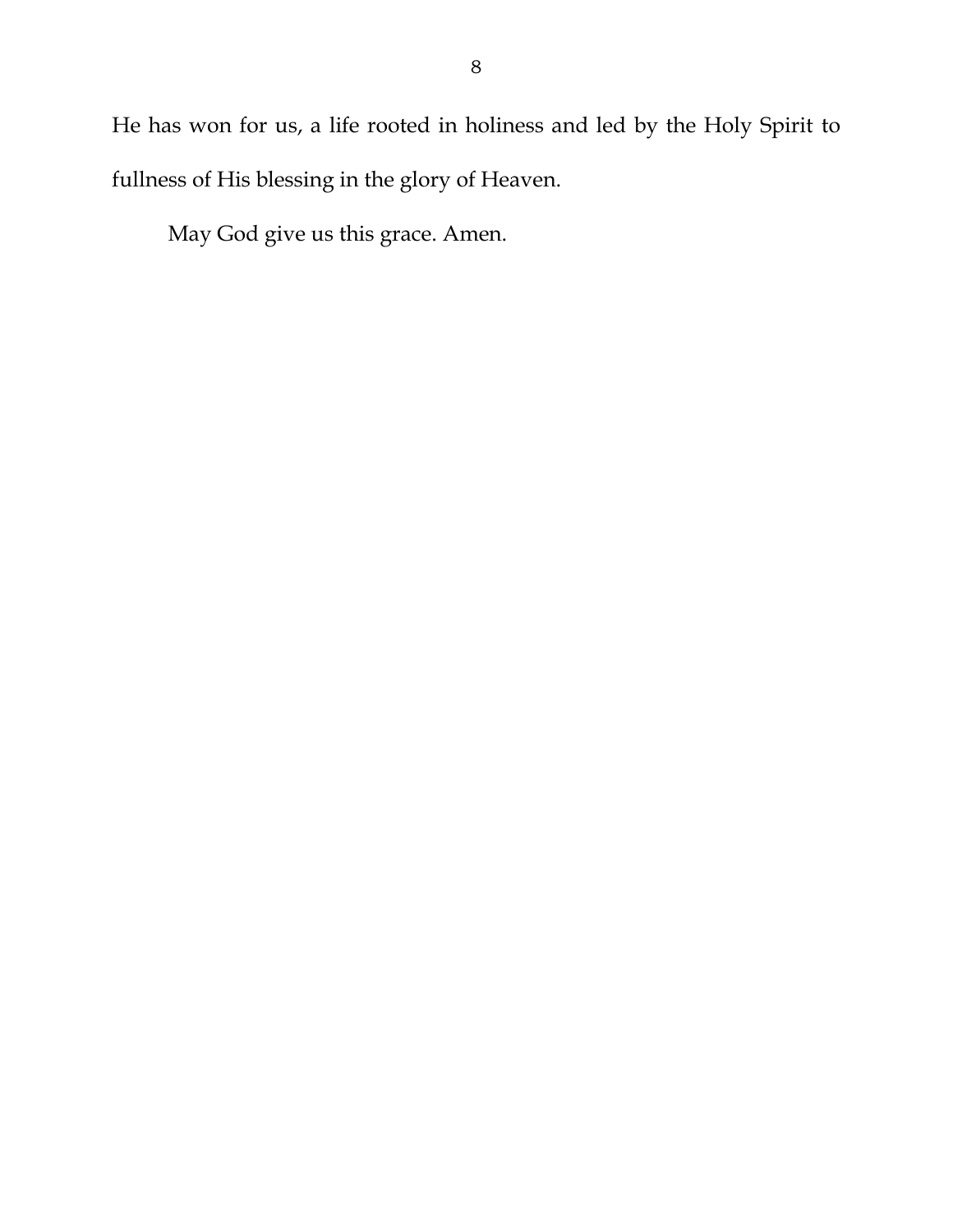He has won for us, a life rooted in holiness and led by the Holy Spirit to fullness of His blessing in the glory of Heaven.

May God give us this grace. Amen.